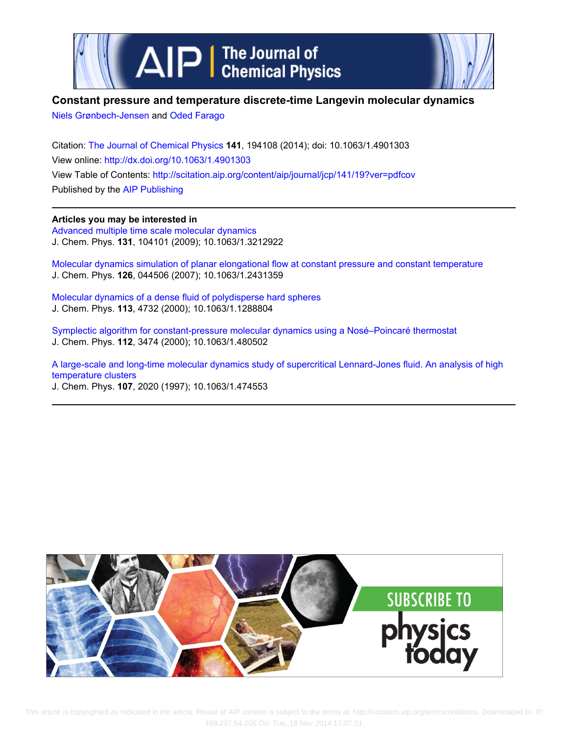# Constant pressure and temperature discrete-time Langevin molecular dynamics

Niels Grønbech-Jensen and Oded Farago

Citation: The Journal of Chemical Physics **141**, 194108 (2014); doi: 10.1063/1.4901303

View online: http://dx.doi.org/10.1063/1.4901303

View Table of Contents: http://scitation.aip.org/content/aip/journal/jcp/141/19?ver=pdfcov

Published by the AIP Publishing

## Articles you may be interested in

Advanced multiple time scale molecular dynamics
J. Chem. Phys. **131**, 104101 (2009); 10.1063/1.3212922

Molecular dynamics simulation of planar elongational flow at constant pressure and constant temperature
J. Chem. Phys. **126**, 044506 (2007); 10.1063/1.2431359

Molecular dynamics of a dense fluid of polydisperse hard spheres
J. Chem. Phys. **113**, 4732 (2000); 10.1063/1.1288804

Symplectic algorithm for constant-pressure molecular dynamics using a Nosé–Poincaré thermostat
J. Chem. Phys. **112**, 3474 (2000); 10.1063/1.480502

A large-scale and long-time molecular dynamics study of supercritical Lennard-Jones fluid. An analysis of high temperature clusters
J. Chem. Phys. **107**, 2020 (1997); 10.1063/1.474553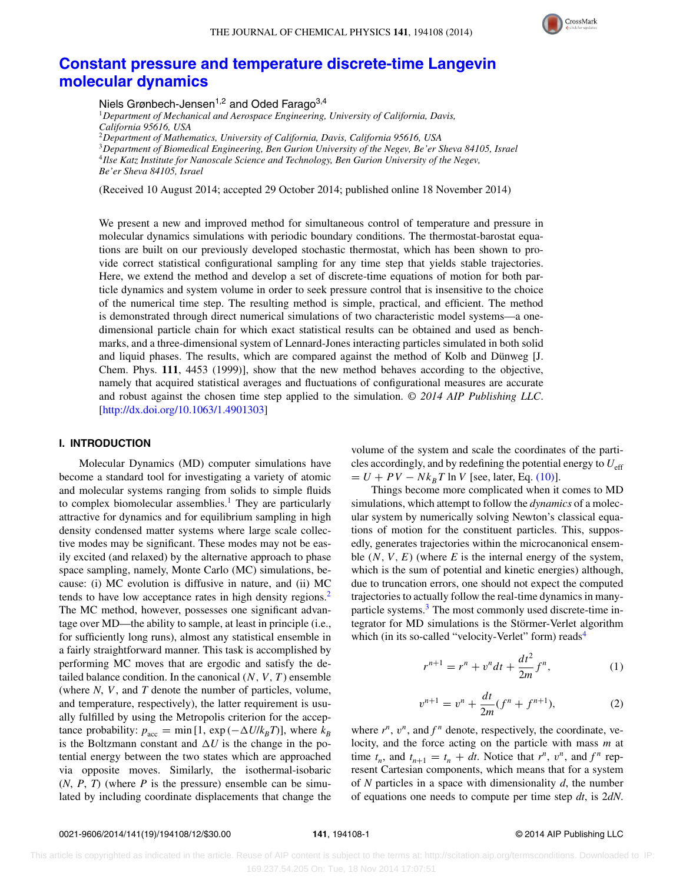# Constant pressure and temperature discrete-time Langevin molecular dynamics

Niels Grønbech-Jensen[1,2] and Oded Farago[3,4]

[1]*Department of Mechanical and Aerospace Engineering, University of California, Davis, California 95616, USA*
[2]*Department of Mathematics, University of California, Davis, California 95616, USA*
[3]*Department of Biomedical Engineering, Ben Gurion University of the Negev, Be'er Sheva 84105, Israel*
[4]*Ilse Katz Institute for Nanoscale Science and Technology, Ben Gurion University of the Negev, Be'er Sheva 84105, Israel*

(Received 10 August 2014; accepted 29 October 2014; published online 18 November 2014)

We present a new and improved method for simultaneous control of temperature and pressure in molecular dynamics simulations with periodic boundary conditions. The thermostat-barostat equations are built on our previously developed stochastic thermostat, which has been shown to provide correct statistical configurational sampling for any time step that yields stable trajectories. Here, we extend the method and develop a set of discrete-time equations of motion for both particle dynamics and system volume in order to seek pressure control that is insensitive to the choice of the numerical time step. The resulting method is simple, practical, and efficient. The method is demonstrated through direct numerical simulations of two characteristic model systems—a one-dimensional particle chain for which exact statistical results can be obtained and used as benchmarks, and a three-dimensional system of Lennard-Jones interacting particles simulated in both solid and liquid phases. The results, which are compared against the method of Kolb and Dünweg [J. Chem. Phys. **111**, 4453 (1999)], show that the new method behaves according to the objective, namely that acquired statistical averages and fluctuations of configurational measures are accurate and robust against the chosen time step applied to the simulation. *© 2014 AIP Publishing LLC.* [http://dx.doi.org/10.1063/1.4901303]

## I. INTRODUCTION

Molecular Dynamics (MD) computer simulations have become a standard tool for investigating a variety of atomic and molecular systems ranging from solids to simple fluids to complex biomolecular assemblies.[1] They are particularly attractive for dynamics and for equilibrium sampling in high density condensed matter systems where large scale collective modes may be significant. These modes may not be easily excited (and relaxed) by the alternative approach to phase space sampling, namely, Monte Carlo (MC) simulations, because: (i) MC evolution is diffusive in nature, and (ii) MC tends to have low acceptance rates in high density regions.[2] The MC method, however, possesses one significant advantage over MD—the ability to sample, at least in principle (i.e., for sufficiently long runs), almost any statistical ensemble in a fairly straightforward manner. This task is accomplished by performing MC moves that are ergodic and satisfy the detailed balance condition. In the canonical $(N, V, T)$ ensemble (where $N$, $V$, and $T$ denote the number of particles, volume, and temperature, respectively), the latter requirement is usually fulfilled by using the Metropolis criterion for the acceptance probability: $p_{\rm acc} = \min[1, \exp(-\Delta U/k_BT)]$, where $k_B$ is the Boltzmann constant and $\Delta U$ is the change in the potential energy between the two states which are approached via opposite moves. Similarly, the isothermal-isobaric $(N, P, T)$ (where $P$ is the pressure) ensemble can be simulated by including coordinate displacements that change the volume of the system and scale the coordinates of the particles accordingly, and by redefining the potential energy to $U_{\rm eff} = U + PV - Nk_BT \ln V$ [see, later, Eq. (10)].

Things become more complicated when it comes to MD simulations, which attempt to follow the *dynamics* of a molecular system by numerically solving Newton's classical equations of motion for the constituent particles. This, supposedly, generates trajectories within the microcanonical ensemble $(N, V, E)$ (where $E$ is the internal energy of the system, which is the sum of potential and kinetic energies) although, due to truncation errors, one should not expect the computed trajectories to actually follow the real-time dynamics in many-particle systems.[3] The most commonly used discrete-time integrator for MD simulations is the Störmer-Verlet algorithm which (in its so-called "velocity-Verlet" form) reads[4]

$$r^{n+1} = r^n + v^n dt + \frac{dt^2}{2m} f^n, \tag{1}$$

$$v^{n+1} = v^n + \frac{dt}{2m}(f^n + f^{n+1}), \tag{2}$$

where $r^n$, $v^n$, and $f^n$ denote, respectively, the coordinate, velocity, and the force acting on the particle with mass $m$ at time $t_n$, and $t_{n+1} = t_n + dt$. Notice that $r^n$, $v^n$, and $f^n$ represent Cartesian components, which means that for a system of $N$ particles in a space with dimensionality $d$, the number of equations one needs to compute per time step $dt$, is $2dN$.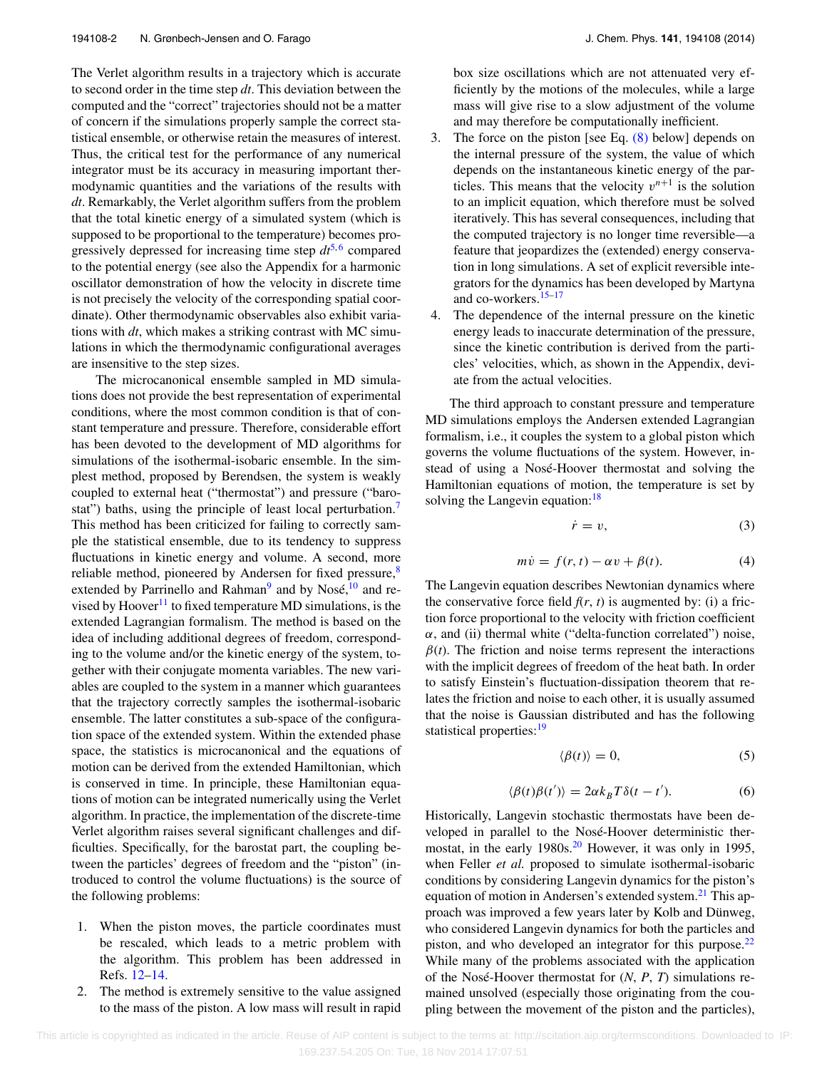The Verlet algorithm results in a trajectory which is accurate to second order in the time step $dt$. This deviation between the computed and the "correct" trajectories should not be a matter of concern if the simulations properly sample the correct statistical ensemble, or otherwise retain the measures of interest. Thus, the critical test for the performance of any numerical integrator must be its accuracy in measuring important thermodynamic quantities and the variations of the results with $dt$. Remarkably, the Verlet algorithm suffers from the problem that the total kinetic energy of a simulated system (which is supposed to be proportional to the temperature) becomes progressively depressed for increasing time step $dt$[5,6] compared to the potential energy (see also the Appendix for a harmonic oscillator demonstration of how the velocity in discrete time is not precisely the velocity of the corresponding spatial coordinate). Other thermodynamic observables also exhibit variations with $dt$, which makes a striking contrast with MC simulations in which the thermodynamic configurational averages are insensitive to the step sizes.

The microcanonical ensemble sampled in MD simulations does not provide the best representation of experimental conditions, where the most common condition is that of constant temperature and pressure. Therefore, considerable effort has been devoted to the development of MD algorithms for simulations of the isothermal-isobaric ensemble. In the simplest method, proposed by Berendsen, the system is weakly coupled to external heat ("thermostat") and pressure ("barostat") baths, using the principle of least local perturbation.[7] This method has been criticized for failing to correctly sample the statistical ensemble, due to its tendency to suppress fluctuations in kinetic energy and volume. A second, more reliable method, pioneered by Andersen for fixed pressure,[8] extended by Parrinello and Rahman[9] and by Nosé,[10] and revised by Hoover[11] to fixed temperature MD simulations, is the extended Lagrangian formalism. The method is based on the idea of including additional degrees of freedom, corresponding to the volume and/or the kinetic energy of the system, together with their conjugate momenta variables. The new variables are coupled to the system in a manner which guarantees that the trajectory correctly samples the isothermal-isobaric ensemble. The latter constitutes a sub-space of the configuration space of the extended system. Within the extended phase space, the statistics is microcanonical and the equations of motion can be derived from the extended Hamiltonian, which is conserved in time. In principle, these Hamiltonian equations of motion can be integrated numerically using the Verlet algorithm. In practice, the implementation of the discrete-time Verlet algorithm raises several significant challenges and difficulties. Specifically, for the barostat part, the coupling between the particles' degrees of freedom and the "piston" (introduced to control the volume fluctuations) is the source of the following problems:

1. When the piston moves, the particle coordinates must be rescaled, which leads to a metric problem with the algorithm. This problem has been addressed in Refs. 12–14.
2. The method is extremely sensitive to the value assigned to the mass of the piston. A low mass will result in rapid box size oscillations which are not attenuated very efficiently by the motions of the molecules, while a large mass will give rise to a slow adjustment of the volume and may therefore be computationally inefficient.
3. The force on the piston [see Eq. (8) below] depends on the internal pressure of the system, the value of which depends on the instantaneous kinetic energy of the particles. This means that the velocity $v^{n+1}$ is the solution to an implicit equation, which therefore must be solved iteratively. This has several consequences, including that the computed trajectory is no longer time reversible—a feature that jeopardizes the (extended) energy conservation in long simulations. A set of explicit reversible integrators for the dynamics has been developed by Martyna and co-workers.[15–17]
4. The dependence of the internal pressure on the kinetic energy leads to inaccurate determination of the pressure, since the kinetic contribution is derived from the particles' velocities, which, as shown in the Appendix, deviate from the actual velocities.

The third approach to constant pressure and temperature MD simulations employs the Andersen extended Lagrangian formalism, i.e., it couples the system to a global piston which governs the volume fluctuations of the system. However, instead of using a Nosé-Hoover thermostat and solving the Hamiltonian equations of motion, the temperature is set by solving the Langevin equation:[18]

$$\dot{r} = v, \tag{3}$$

$$m\dot{v} = f(r,t) - \alpha v + \beta(t). \tag{4}$$

The Langevin equation describes Newtonian dynamics where the conservative force field $f(r, t)$ is augmented by: (i) a friction force proportional to the velocity with friction coefficient $\alpha$, and (ii) thermal white ("delta-function correlated") noise, $\beta(t)$. The friction and noise terms represent the interactions with the implicit degrees of freedom of the heat bath. In order to satisfy Einstein's fluctuation-dissipation theorem that relates the friction and noise to each other, it is usually assumed that the noise is Gaussian distributed and has the following statistical properties:[19]

$$\langle \beta(t) \rangle = 0, \tag{5}$$

$$\langle \beta(t)\beta(t') \rangle = 2\alpha k_B T \delta(t-t'). \tag{6}$$

Historically, Langevin stochastic thermostats have been developed in parallel to the Nosé-Hoover deterministic thermostat, in the early 1980s.[20] However, it was only in 1995, when Feller *et al.* proposed to simulate isothermal-isobaric conditions by considering Langevin dynamics for the piston's equation of motion in Andersen's extended system.[21] This approach was improved a few years later by Kolb and Dünweg, who considered Langevin dynamics for both the particles and piston, and who developed an integrator for this purpose.[22] While many of the problems associated with the application of the Nosé-Hoover thermostat for ($N$, $P$, $T$) simulations remained unsolved (especially those originating from the coupling between the movement of the piston and the particles),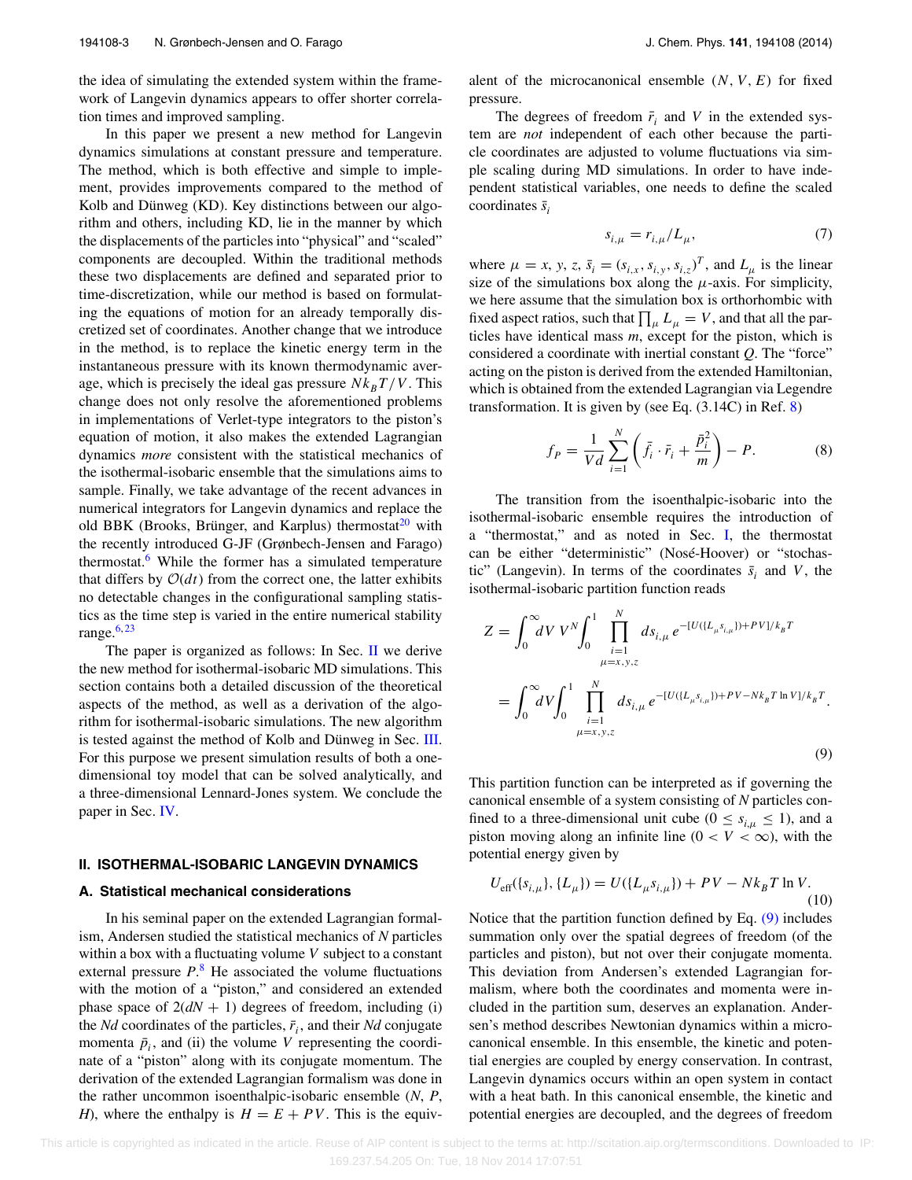the idea of simulating the extended system within the framework of Langevin dynamics appears to offer shorter correlation times and improved sampling.

In this paper we present a new method for Langevin dynamics simulations at constant pressure and temperature. The method, which is both effective and simple to implement, provides improvements compared to the method of Kolb and Dünweg (KD). Key distinctions between our algorithm and others, including KD, lie in the manner by which the displacements of the particles into "physical" and "scaled" components are decoupled. Within the traditional methods these two displacements are defined and separated prior to time-discretization, while our method is based on formulating the equations of motion for an already temporally discretized set of coordinates. Another change that we introduce in the method, is to replace the kinetic energy term in the instantaneous pressure with its known thermodynamic average, which is precisely the ideal gas pressure $Nk_BT/V$. This change does not only resolve the aforementioned problems in implementations of Verlet-type integrators to the piston's equation of motion, it also makes the extended Lagrangian dynamics *more* consistent with the statistical mechanics of the isothermal-isobaric ensemble that the simulations aims to sample. Finally, we take advantage of the recent advances in numerical integrators for Langevin dynamics and replace the old BBK (Brooks, Brünger, and Karplus) thermostat[20] with the recently introduced G-JF (Grønbech-Jensen and Farago) thermostat.[6] While the former has a simulated temperature that differs by $\mathcal{O}(dt)$ from the correct one, the latter exhibits no detectable changes in the configurational sampling statistics as the time step is varied in the entire numerical stability range.[6,23]

The paper is organized as follows: In Sec. II we derive the new method for isothermal-isobaric MD simulations. This section contains both a detailed discussion of the theoretical aspects of the method, as well as a derivation of the algorithm for isothermal-isobaric simulations. The new algorithm is tested against the method of Kolb and Dünweg in Sec. III. For this purpose we present simulation results of both a one-dimensional toy model that can be solved analytically, and a three-dimensional Lennard-Jones system. We conclude the paper in Sec. IV.

## II. ISOTHERMAL-ISOBARIC LANGEVIN DYNAMICS

### A. Statistical mechanical considerations

In his seminal paper on the extended Lagrangian formalism, Andersen studied the statistical mechanics of $N$ particles within a box with a fluctuating volume $V$ subject to a constant external pressure $P$.[8] He associated the volume fluctuations with the motion of a "piston," and considered an extended phase space of $2(dN+1)$ degrees of freedom, including (i) the $Nd$ coordinates of the particles, $\bar{r}_i$, and their $Nd$ conjugate momenta $\bar{p}_i$, and (ii) the volume $V$ representing the coordinate of a "piston" along with its conjugate momentum. The derivation of the extended Lagrangian formalism was done in the rather uncommon isoenthalpic-isobaric ensemble ($N$, $P$, $H$), where the enthalpy is $H = E + PV$. This is the equivalent of the microcanonical ensemble ($N$, $V$, $E$) for fixed pressure.

The degrees of freedom $\bar{r}_i$ and $V$ in the extended system are *not* independent of each other because the particle coordinates are adjusted to volume fluctuations via simple scaling during MD simulations. In order to have independent statistical variables, one needs to define the scaled coordinates $\bar{s}_i$

$$s_{i,\mu} = r_{i,\mu}/L_\mu, \tag{7}$$

where $\mu = x, y, z$, $\bar{s}_i = (s_{i,x}, s_{i,y}, s_{i,z})^T$, and $L_\mu$ is the linear size of the simulations box along the $\mu$-axis. For simplicity, we here assume that the simulation box is orthorhombic with fixed aspect ratios, such that $\prod_\mu L_\mu = V$, and that all the particles have identical mass $m$, except for the piston, which is considered a coordinate with inertial constant $Q$. The "force" acting on the piston is derived from the extended Hamiltonian, which is obtained from the extended Lagrangian via Legendre transformation. It is given by (see Eq. (3.14C) in Ref. 8)

$$f_P = \frac{1}{Vd}\sum_{i=1}^{N}\left(\bar{f}_i\cdot\bar{r}_i + \frac{\bar{p}_i^2}{m}\right) - P. \tag{8}$$

The transition from the isoenthalpic-isobaric into the isothermal-isobaric ensemble requires the introduction of a "thermostat," and as noted in Sec. I, the thermostat can be either "deterministic" (Nosé-Hoover) or "stochastic" (Langevin). In terms of the coordinates $\bar{s}_i$ and $V$, the isothermal-isobaric partition function reads

$$\begin{aligned} Z &= \int_0^\infty dV\, V^N \int_0^1 \prod_{\substack{i=1\\ \mu=x,y,z}}^{N} ds_{i,\mu}\, e^{-[U(\{L_\mu s_{i,\mu}\})+PV]/k_BT} \\ &= \int_0^\infty dV \int_0^1 \prod_{\substack{i=1\\ \mu=x,y,z}}^{N} ds_{i,\mu}\, e^{-[U(\{L_\mu s_{i,\mu}\})+PV-Nk_BT\ln V]/k_BT}. \end{aligned} \tag{9}$$

This partition function can be interpreted as if governing the canonical ensemble of a system consisting of $N$ particles confined to a three-dimensional unit cube ($0 \le s_{i,\mu} \le 1$), and a piston moving along an infinite line ($0 < V < \infty$), with the potential energy given by

$$U_{\rm eff}(\{s_{i,\mu}\},\{L_\mu\}) = U(\{L_\mu s_{i,\mu}\}) + PV - Nk_BT\ln V. \tag{10}$$

Notice that the partition function defined by Eq. (9) includes summation only over the spatial degrees of freedom (of the particles and piston), but not over their conjugate momenta. This deviation from Andersen's extended Lagrangian formalism, where both the coordinates and momenta were included in the partition sum, deserves an explanation. Andersen's method describes Newtonian dynamics within a microcanonical ensemble. In this ensemble, the kinetic and potential energies are coupled by energy conservation. In contrast, Langevin dynamics occurs within an open system in contact with a heat bath. In this canonical ensemble, the kinetic and potential energies are decoupled, and the degrees of freedom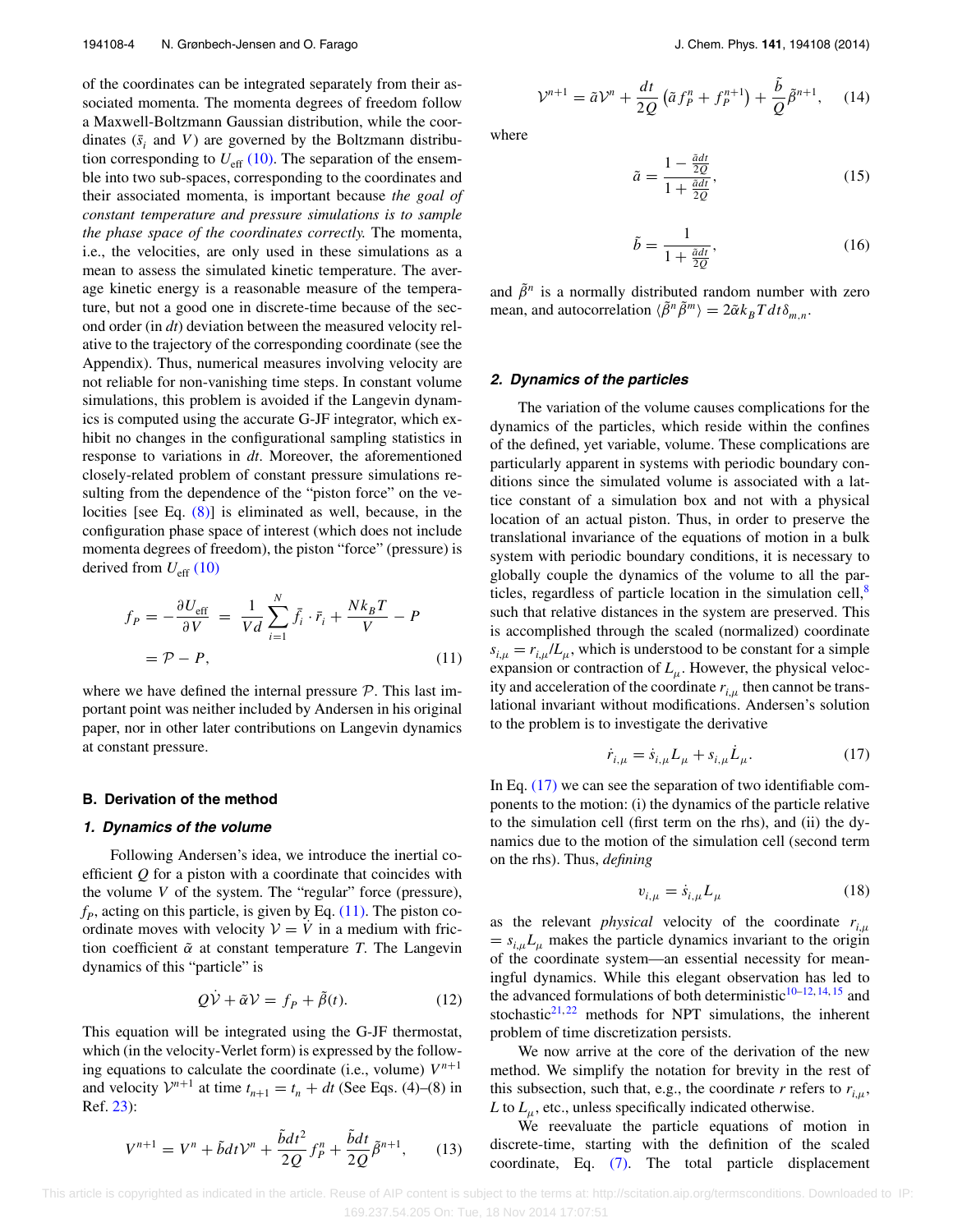of the coordinates can be integrated separately from their associated momenta. The momenta degrees of freedom follow a Maxwell-Boltzmann Gaussian distribution, while the coordinates ($\bar{s}_i$ and $V$) are governed by the Boltzmann distribution corresponding to $U_{\rm eff}$ (10). The separation of the ensemble into two sub-spaces, corresponding to the coordinates and their associated momenta, is important because *the goal of constant temperature and pressure simulations is to sample the phase space of the coordinates correctly.* The momenta, i.e., the velocities, are only used in these simulations as a mean to assess the simulated kinetic temperature. The average kinetic energy is a reasonable measure of the temperature, but not a good one in discrete-time because of the second order (in $dt$) deviation between the measured velocity relative to the trajectory of the corresponding coordinate (see the Appendix). Thus, numerical measures involving velocity are not reliable for non-vanishing time steps. In constant volume simulations, this problem is avoided if the Langevin dynamics is computed using the accurate G-JF integrator, which exhibit no changes in the configurational sampling statistics in response to variations in $dt$. Moreover, the aforementioned closely-related problem of constant pressure simulations resulting from the dependence of the "piston force" on the velocities [see Eq. (8)] is eliminated as well, because, in the configuration phase space of interest (which does not include momenta degrees of freedom), the piston "force" (pressure) is derived from $U_{\rm eff}$ (10)

$$
\begin{aligned}
f_P = -\frac{\partial U_{\rm eff}}{\partial V} &= \frac{1}{Vd}\sum_{i=1}^{N}\bar{f}_i\cdot\bar{r}_i + \frac{Nk_BT}{V} - P \\
&= \mathcal{P} - P,
\end{aligned}
\tag{11}
$$

where we have defined the internal pressure $\mathcal{P}$. This last important point was neither included by Andersen in his original paper, nor in other later contributions on Langevin dynamics at constant pressure.

### B. Derivation of the method

#### 1. Dynamics of the volume

Following Andersen's idea, we introduce the inertial coefficient $Q$ for a piston with a coordinate that coincides with the volume $V$ of the system. The "regular" force (pressure), $f_P$, acting on this particle, is given by Eq. (11). The piston coordinate moves with velocity $\mathcal{V} = \dot{V}$ in a medium with friction coefficient $\tilde{\alpha}$ at constant temperature $T$. The Langevin dynamics of this "particle" is

$$
Q\dot{\mathcal{V}} + \tilde{\alpha}\mathcal{V} = f_P + \tilde{\beta}(t). \tag{12}
$$

This equation will be integrated using the G-JF thermostat, which (in the velocity-Verlet form) is expressed by the following equations to calculate the coordinate (i.e., volume) $V^{n+1}$ and velocity $\mathcal{V}^{n+1}$ at time $t_{n+1} = t_n + dt$ (See Eqs. (4)–(8) in Ref. 23):

$$
V^{n+1} = V^n + \tilde{b}dt\mathcal{V}^n + \frac{\tilde{b}dt^2}{2Q}f_P^n + \frac{\tilde{b}dt}{2Q}\tilde{\beta}^{n+1}, \tag{13}
$$

$$
\mathcal{V}^{n+1} = \tilde{a}\mathcal{V}^n + \frac{dt}{2Q}\left(\tilde{a}f_P^n + f_P^{n+1}\right) + \frac{\tilde{b}}{Q}\tilde{\beta}^{n+1}, \tag{14}
$$

where

$$
\tilde{a} = \frac{1-\frac{\tilde{\alpha}dt}{2Q}}{1+\frac{\tilde{\alpha}dt}{2Q}}, \tag{15}
$$

$$
\tilde{b} = \frac{1}{1+\frac{\tilde{\alpha}dt}{2Q}}, \tag{16}
$$

and $\tilde{\beta}^n$ is a normally distributed random number with zero mean, and autocorrelation $\langle\tilde{\beta}^n\tilde{\beta}^m\rangle = 2\tilde{\alpha}k_BT\,dt\,\delta_{m,n}$.

#### 2. Dynamics of the particles

The variation of the volume causes complications for the dynamics of the particles, which reside within the confines of the defined, yet variable, volume. These complications are particularly apparent in systems with periodic boundary conditions since the simulated volume is associated with a lattice constant of a simulation box and not with a physical location of an actual piston. Thus, in order to preserve the translational invariance of the equations of motion in a bulk system with periodic boundary conditions, it is necessary to globally couple the dynamics of the volume to all the particles, regardless of particle location in the simulation cell,[8] such that relative distances in the system are preserved. This is accomplished through the scaled (normalized) coordinate $s_{i,\mu} = r_{i,\mu}/L_\mu$, which is understood to be constant for a simple expansion or contraction of $L_\mu$. However, the physical velocity and acceleration of the coordinate $r_{i,\mu}$ then cannot be translational invariant without modifications. Andersen's solution to the problem is to investigate the derivative

$$
\dot{r}_{i,\mu} = \dot{s}_{i,\mu}L_\mu + s_{i,\mu}\dot{L}_\mu. \tag{17}
$$

In Eq. (17) we can see the separation of two identifiable components to the motion: (i) the dynamics of the particle relative to the simulation cell (first term on the rhs), and (ii) the dynamics due to the motion of the simulation cell (second term on the rhs). Thus, *defining*

$$
v_{i,\mu} = \dot{s}_{i,\mu}L_\mu \tag{18}
$$

as the relevant *physical* velocity of the coordinate $r_{i,\mu} = s_{i,\mu}L_\mu$ makes the particle dynamics invariant to the origin of the coordinate system—an essential necessity for meaningful dynamics. While this elegant observation has led to the advanced formulations of both deterministic[10–12,14,15] and stochastic[21,22] methods for NPT simulations, the inherent problem of time discretization persists.

We now arrive at the core of the derivation of the new method. We simplify the notation for brevity in the rest of this subsection, such that, e.g., the coordinate $r$ refers to $r_{i,\mu}$, $L$ to $L_\mu$, etc., unless specifically indicated otherwise.

We reevaluate the particle equations of motion in discrete-time, starting with the definition of the scaled coordinate, Eq. (7). The total particle displacement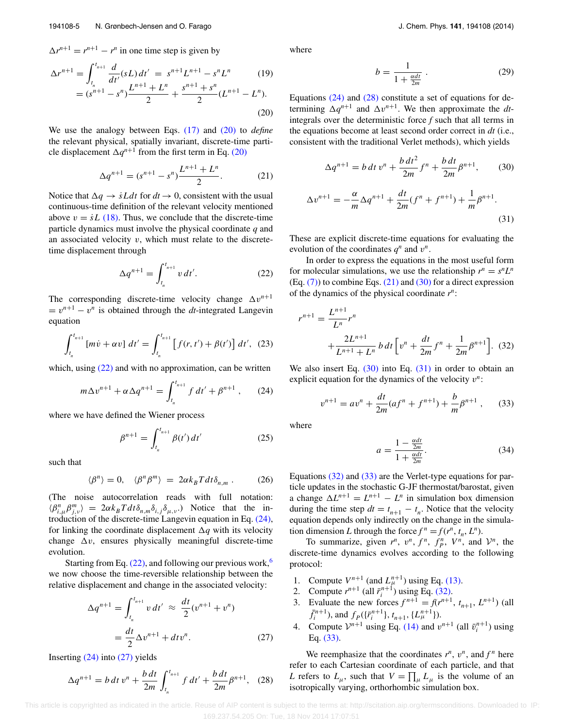$\Delta r^{n+1} = r^{n+1} - r^n$ in one time step is given by

$$\Delta r^{n+1} = \int_{t_n}^{t_{n+1}} \frac{d}{dt'}(sL)\,dt' \;=\; s^{n+1}L^{n+1} - s^n L^n \tag{19}$$

$$= (s^{n+1} - s^n)\frac{L^{n+1}+L^n}{2} + \frac{s^{n+1}+s^n}{2}(L^{n+1} - L^n). \tag{20}$$

We use the analogy between Eqs. (17) and (20) to *define* the relevant physical, spatially invariant, discrete-time particle displacement $\Delta q^{n+1}$ from the first term in Eq. (20)

$$\Delta q^{n+1} = (s^{n+1} - s^n)\frac{L^{n+1}+L^n}{2}. \tag{21}$$

Notice that $\Delta q \to \dot{s}L dt$ for $dt \to 0$, consistent with the usual continuous-time definition of the relevant velocity mentioned above $v = \dot{s}L$ (18). Thus, we conclude that the discrete-time particle dynamics must involve the physical coordinate $q$ and an associated velocity $v$, which must relate to the discrete-time displacement through

$$\Delta q^{n+1} = \int_{t_n}^{t_{n+1}} v\,dt'. \tag{22}$$

The corresponding discrete-time velocity change $\Delta v^{n+1} = v^{n+1} - v^n$ is obtained through the $dt$-integrated Langevin equation

$$\int_{t_n}^{t_{n+1}} [m\dot{v} + \alpha v]\,dt' = \int_{t_n}^{t_{n+1}} \left[f(r,t') + \beta(t')\right] dt', \tag{23}$$

which, using (22) and with no approximation, can be written

$$m\Delta v^{n+1} + \alpha\Delta q^{n+1} = \int_{t_n}^{t_{n+1}} f\,dt' + \beta^{n+1}\,, \tag{24}$$

where we have defined the Wiener process

$$\beta^{n+1} = \int_{t_n}^{t_{n+1}} \beta(t')\,dt' \tag{25}$$

such that

$$\langle \beta^n \rangle = 0, \quad \langle \beta^n \beta^m \rangle \;=\; 2\alpha k_B T dt \delta_{n,m}\,. \tag{26}$$

(The noise autocorrelation reads with full notation: $\langle \beta^n_{i,\mu}\beta^m_{j,\nu}\rangle = 2\alpha k_B T dt \delta_{n,m}\delta_{i,j}\delta_{\mu,\nu}$.) Notice that the introduction of the discrete-time Langevin equation in Eq. (24), for linking the coordinate displacement $\Delta q$ with its velocity change $\Delta v$, ensures physically meaningful discrete-time evolution.

Starting from Eq. (22), and following our previous work,[6] we now choose the time-reversible relationship between the relative displacement and change in the associated velocity:

$$\Delta q^{n+1} = \int_{t_n}^{t_{n+1}} v\,dt' \;\approx\; \frac{dt}{2}(v^{n+1} + v^n)$$

$$= \frac{dt}{2}\Delta v^{n+1} + dt\,v^n. \tag{27}$$

Inserting (24) into (27) yields

$$\Delta q^{n+1} = b\,dt\,v^n + \frac{b\,dt}{2m}\int_{t_n}^{t_{n+1}} f\,dt' + \frac{b\,dt}{2m}\beta^{n+1}, \tag{28}$$

where

$$b = \frac{1}{1+\frac{\alpha dt}{2m}}\,. \tag{29}$$

Equations (24) and (28) constitute a set of equations for determining $\Delta q^{n+1}$ and $\Delta v^{n+1}$. We then approximate the $dt$-integrals over the deterministic force $f$ such that all terms in the equations become at least second order correct in $dt$ (i.e., consistent with the traditional Verlet methods), which yields

$$\Delta q^{n+1} = b\,dt\,v^n + \frac{b\,dt^2}{2m}f^n + \frac{b\,dt}{2m}\beta^{n+1}, \tag{30}$$

$$\Delta v^{n+1} = -\frac{\alpha}{m}\Delta q^{n+1} + \frac{dt}{2m}(f^n + f^{n+1}) + \frac{1}{m}\beta^{n+1}. \tag{31}$$

These are explicit discrete-time equations for evaluating the evolution of the coordinates $q^n$ and $v^n$.

In order to express the equations in the most useful form for molecular simulations, we use the relationship $r^n = s^n L^n$ (Eq. (7)) to combine Eqs. (21) and (30) for a direct expression of the dynamics of the physical coordinate $r^n$:

$$r^{n+1} = \frac{L^{n+1}}{L^n}r^n + \frac{2L^{n+1}}{L^{n+1}+L^n}\,b\,dt\left[v^n + \frac{dt}{2m}f^n + \frac{1}{2m}\beta^{n+1}\right]. \tag{32}$$

We also insert Eq. (30) into Eq. (31) in order to obtain an explicit equation for the dynamics of the velocity $v^n$:

$$v^{n+1} = a v^n + \frac{dt}{2m}(a f^n + f^{n+1}) + \frac{b}{m}\beta^{n+1}\,, \tag{33}$$

where

$$a = \frac{1-\frac{\alpha dt}{2m}}{1+\frac{\alpha dt}{2m}}. \tag{34}$$

Equations (32) and (33) are the Verlet-type equations for particle updates in the stochastic G-JF thermostat/barostat, given a change $\Delta L^{n+1} = L^{n+1} - L^n$ in simulation box dimension during the time step $dt = t_{n+1} - t_n$. Notice that the velocity equation depends only indirectly on the change in the simulation dimension $L$ through the force $f^n = f(r^n, t_n, L^n)$.

To summarize, given $r^n$, $v^n$, $f^n$, $f_P^n$, $V^n$, and $\mathcal{V}^n$, the discrete-time dynamics evolves according to the following protocol:

1. Compute $V^{n+1}$ (and $L_\mu^{n+1}$) using Eq. (13).
2. Compute $r^{n+1}$ (all $\vec{r}_i^{\,n+1}$) using Eq. (32).
3. Evaluate the new forces $f^{n+1} = f(r^{n+1}, t_{n+1}, L^{n+1})$ (all $\vec{f}_i^{\,n+1}$), and $f_P(\{\vec{r}_i^{\,n+1}\}, t_{n+1}, \{L_\mu^{n+1}\})$.
4. Compute $\mathcal{V}^{n+1}$ using Eq. (14) and $v^{n+1}$ (all $\vec{v}_i^{\,n+1}$) using Eq. (33).

We reemphasize that the coordinates $r^n$, $v^n$, and $f^n$ here refer to each Cartesian coordinate of each particle, and that $L$ refers to $L_\mu$, such that $V = \prod_\mu L_\mu$ is the volume of an isotropically varying, orthorhombic simulation box.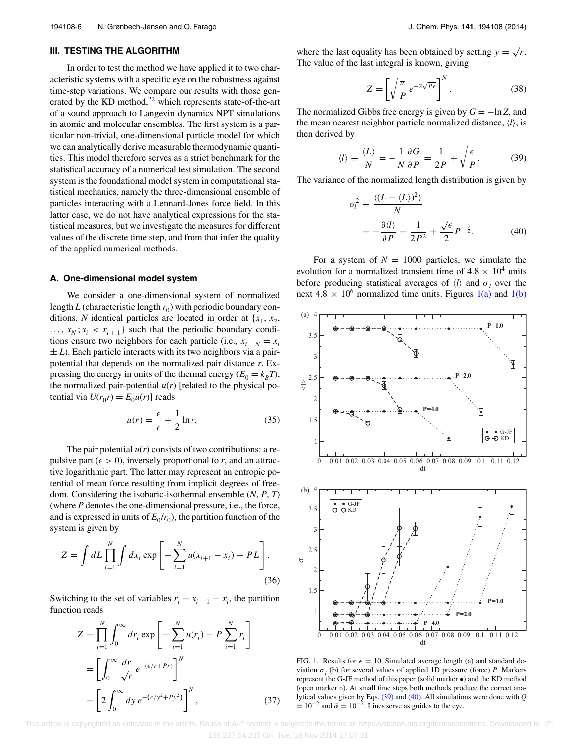## III. TESTING THE ALGORITHM

In order to test the method we have applied it to two characteristic systems with a specific eye on the robustness against time-step variations. We compare our results with those generated by the KD method,[22] which represents state-of-the-art of a sound approach to Langevin dynamics NPT simulations in atomic and molecular ensembles. The first system is a particular non-trivial, one-dimensional particle model for which we can analytically derive measurable thermodynamic quantities. This model therefore serves as a strict benchmark for the statistical accuracy of a numerical test simulation. The second system is the foundational model system in computational statistical mechanics, namely the three-dimensional ensemble of particles interacting with a Lennard-Jones force field. In this latter case, we do not have analytical expressions for the statistical measures, but we investigate the measures for different values of the discrete time step, and from that infer the quality of the applied numerical methods.

### A. One-dimensional model system

We consider a one-dimensional system of normalized length $L$ (characteristic length $r_0$) with periodic boundary conditions. $N$ identical particles are located in order at $\{x_1, x_2, \ldots, x_N; x_i < x_{i+1}\}$ such that the periodic boundary conditions ensure two neighbors for each particle (i.e., $x_{i\pm N} = x_i \pm L$). Each particle interacts with its two neighbors via a pair-potential that depends on the normalized pair distance $r$. Expressing the energy in units of the thermal energy ($E_0 = k_BT$), the normalized pair-potential $u(r)$ [related to the physical potential via $U(r_0r) = E_0u(r)$] reads

$$u(r) \equiv \frac{\epsilon}{r} + \frac{1}{2}\ln r. \tag{35}$$

The pair potential $u(r)$ consists of two contributions: a repulsive part ($\epsilon > 0$), inversely proportional to $r$, and an attractive logarithmic part. The latter may represent an entropic potential of mean force resulting from implicit degrees of freedom. Considering the isobaric-isothermal ensemble ($N$, $P$, $T$) (where $P$ denotes the one-dimensional pressure, i.e., the force, and is expressed in units of $E_0/r_0$), the partition function of the system is given by

$$Z = \int dL \prod_{i=1}^{N} \int dx_i \exp\left[-\sum_{i=1}^{N} u(x_{i+1}-x_i) - PL\right]. \tag{36}$$

Switching to the set of variables $r_i = x_{i+1} - x_i$, the partition function reads

$$\begin{aligned} Z &= \prod_{i=1}^{N}\int_0^{\infty} dr_i \exp\left[-\sum_{i=1}^{N} u(r_i) - P\sum_{i=1}^{N} r_i\right] \\ &= \left[\int_0^{\infty} \frac{dr}{\sqrt{r}}\, e^{-(\epsilon/r + Pr)}\right]^N \\ &= \left[2\int_0^{\infty} dy\, e^{-\left(\epsilon/y^2 + Py^2\right)}\right]^N, \end{aligned} \tag{37}$$

where the last equality has been obtained by setting $y = \sqrt{r}$. The value of the last integral is known, giving

$$Z = \left[\sqrt{\frac{\pi}{P}}\, e^{-2\sqrt{P\epsilon}}\right]^N. \tag{38}$$

The normalized Gibbs free energy is given by $G = -\ln Z$, and the mean nearest neighbor particle normalized distance, $\langle l\rangle$, is then derived by

$$\langle l\rangle \equiv \frac{\langle L\rangle}{N} = -\frac{1}{N}\frac{\partial G}{\partial P} = \frac{1}{2P} + \sqrt{\frac{\epsilon}{P}}. \tag{39}$$

The variance of the normalized length distribution is given by

$$\begin{aligned} \sigma_l^2 &\equiv \frac{\langle (L - \langle L\rangle)^2\rangle}{N} \\ &= -\frac{\partial\langle l\rangle}{\partial P} = \frac{1}{2P^2} + \frac{\sqrt{\epsilon}}{2}P^{-\frac{3}{2}}. \end{aligned} \tag{40}$$

For a system of $N = 1000$ particles, we simulate the evolution for a normalized transient time of $4.8 \times 10^4$ units before producing statistical averages of $\langle l\rangle$ and $\sigma_l$ over the next $4.8 \times 10^6$ normalized time units. Figures 1(a) and 1(b)

FIG. 1. Results for $\epsilon = 10$. Simulated average length (a) and standard deviation $\sigma_l$ (b) for several values of applied 1D pressure (force) $P$. Markers represent the G-JF method of this paper (solid marker •) and the KD method (open marker ○). At small time steps both methods produce the correct analytical values given by Eqs. (39) and (40). All simulations were done with $Q = 10^{-2}$ and $\tilde{\alpha} = 10^{-2}$. Lines serve as guides to the eye.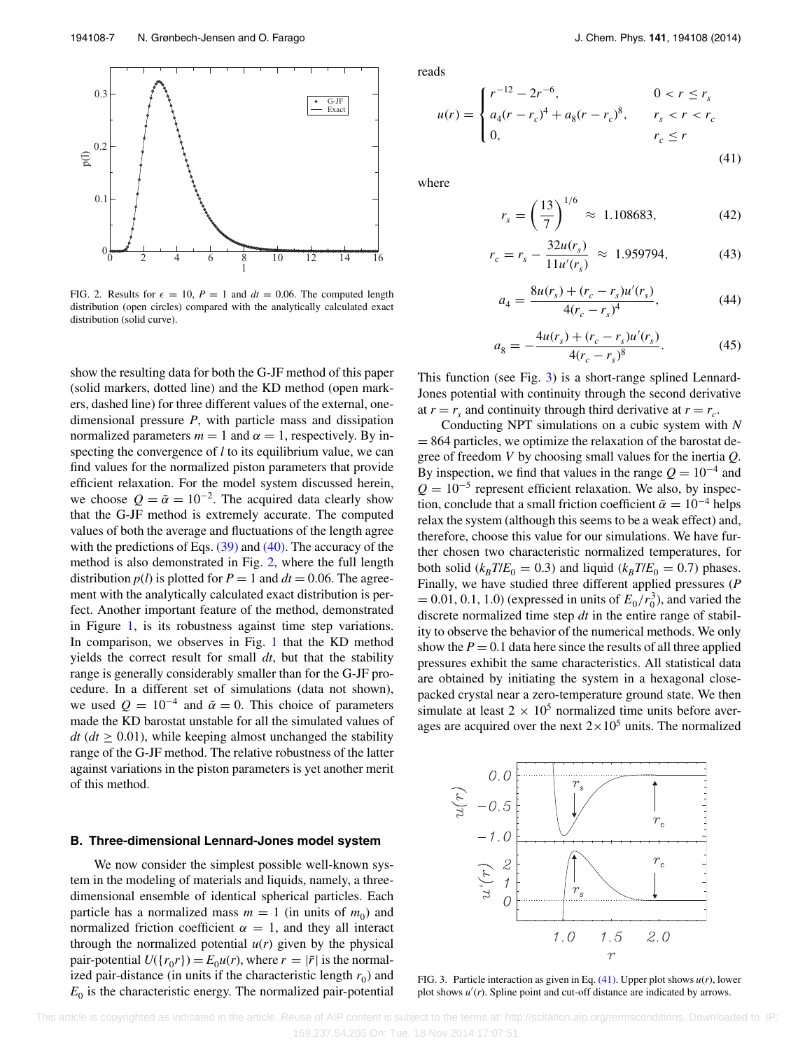FIG. 2. Results for $\epsilon = 10$, $P = 1$ and $dt = 0.06$. The computed length distribution (open circles) compared with the analytically calculated exact distribution (solid curve).

show the resulting data for both the G-JF method of this paper (solid markers, dotted line) and the KD method (open markers, dashed line) for three different values of the external, one-dimensional pressure $P$, with particle mass and dissipation normalized parameters $m = 1$ and $\alpha = 1$, respectively. By inspecting the convergence of $l$ to its equilibrium value, we can find values for the normalized piston parameters that provide efficient relaxation. For the model system discussed herein, we choose $Q = \tilde{\alpha} = 10^{-2}$. The acquired data clearly show that the G-JF method is extremely accurate. The computed values of both the average and fluctuations of the length agree with the predictions of Eqs. (39) and (40). The accuracy of the method is also demonstrated in Fig. 2, where the full length distribution $p(l)$ is plotted for $P = 1$ and $dt = 0.06$. The agreement with the analytically calculated exact distribution is perfect. Another important feature of the method, demonstrated in Figure 1, is its robustness against time step variations. In comparison, we observes in Fig. 1 that the KD method yields the correct result for small $dt$, but that the stability range is generally considerably smaller than for the G-JF procedure. In a different set of simulations (data not shown), we used $Q = 10^{-4}$ and $\tilde{\alpha} = 0$. This choice of parameters made the KD barostat unstable for all the simulated values of $dt$ ($dt \geq 0.01$), while keeping almost unchanged the stability range of the G-JF method. The relative robustness of the latter against variations in the piston parameters is yet another merit of this method.

### B. Three-dimensional Lennard-Jones model system

We now consider the simplest possible well-known system in the modeling of materials and liquids, namely, a three-dimensional ensemble of identical spherical particles. Each particle has a normalized mass $m = 1$ (in units of $m_0$) and normalized friction coefficient $\alpha = 1$, and they all interact through the normalized potential $u(r)$ given by the physical pair-potential $U(\{r_0 r\}) = E_0 u(r)$, where $r = |\bar{r}|$ is the normalized pair-distance (in units if the characteristic length $r_0$) and $E_0$ is the characteristic energy. The normalized pair-potential reads

$$u(r) = \begin{cases} r^{-12} - 2r^{-6}, & 0 < r \leq r_s \\ a_4(r - r_c)^4 + a_8(r - r_c)^8, & r_s < r < r_c \\ 0, & r_c \leq r \end{cases} \tag{41}$$

where

$$r_s = \left(\frac{13}{7}\right)^{1/6} \approx 1.108683, \tag{42}$$

$$r_c = r_s - \frac{32u(r_s)}{11u'(r_s)} \approx 1.959794, \tag{43}$$

$$a_4 = \frac{8u(r_s) + (r_c - r_s)u'(r_s)}{4(r_c - r_s)^4}, \tag{44}$$

$$a_8 = -\frac{4u(r_s) + (r_c - r_s)u'(r_s)}{4(r_c - r_s)^8}. \tag{45}$$

This function (see Fig. 3) is a short-range splined Lennard-Jones potential with continuity through the second derivative at $r = r_s$ and continuity through third derivative at $r = r_c$.

Conducting NPT simulations on a cubic system with $N = 864$ particles, we optimize the relaxation of the barostat degree of freedom $V$ by choosing small values for the inertia $Q$. By inspection, we find that values in the range $Q = 10^{-4}$ and $Q = 10^{-5}$ represent efficient relaxation. We also, by inspection, conclude that a small friction coefficient $\tilde{\alpha} = 10^{-4}$ helps relax the system (although this seems to be a weak effect) and, therefore, choose this value for our simulations. We have further chosen two characteristic normalized temperatures, for both solid ($k_BT/E_0 = 0.3$) and liquid ($k_BT/E_0 = 0.7$) phases. Finally, we have studied three different applied pressures ($P = 0.01, 0.1, 1.0$) (expressed in units of $E_0/r_0^3$), and varied the discrete normalized time step $dt$ in the entire range of stability to observe the behavior of the numerical methods. We only show the $P = 0.1$ data here since the results of all three applied pressures exhibit the same characteristics. All statistical data are obtained by initiating the system in a hexagonal close-packed crystal near a zero-temperature ground state. We then simulate at least $2 \times 10^5$ normalized time units before averages are acquired over the next $2 \times 10^5$ units. The normalized

FIG. 3. Particle interaction as given in Eq. (41). Upper plot shows $u(r)$, lower plot shows $u'(r)$. Spline point and cut-off distance are indicated by arrows.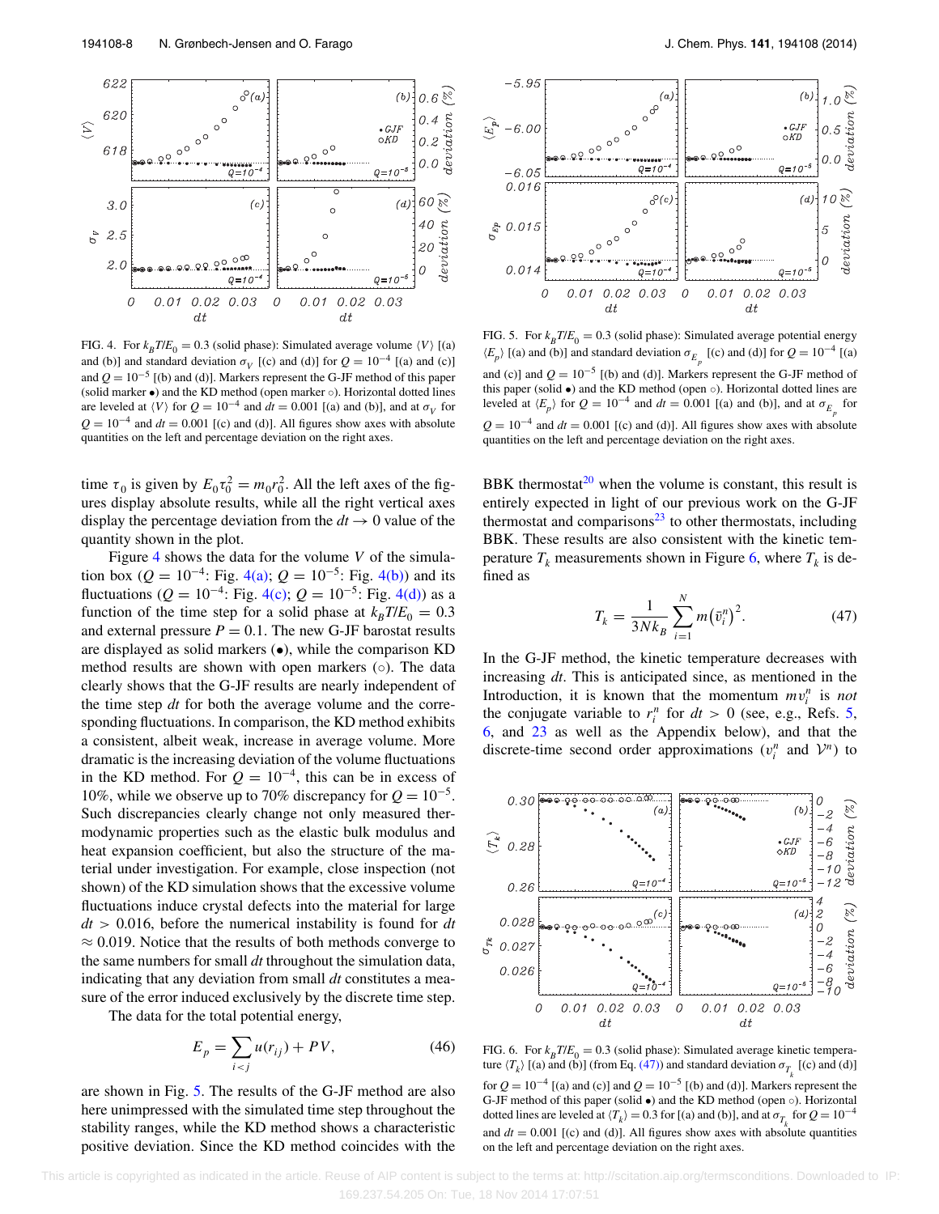FIG. 4. For $k_BT/E_0 = 0.3$ (solid phase): Simulated average volume $\langle V\rangle$ [(a) and (b)] and standard deviation $\sigma_V$ [(c) and (d)] for $Q = 10^{-4}$ [(a) and (c)] and $Q = 10^{-5}$ [(b) and (d)]. Markers represent the G-JF method of this paper (solid marker •) and the KD method (open marker ◦). Horizontal dotted lines are leveled at $\langle V\rangle$ for $Q = 10^{-4}$ and $dt = 0.001$ [(a) and (b)], and at $\sigma_V$ for $Q = 10^{-4}$ and $dt = 0.001$ [(c) and (d)]. All figures show axes with absolute quantities on the left and percentage deviation on the right axes.

FIG. 5. For $k_BT/E_0 = 0.3$ (solid phase): Simulated average potential energy $\langle E_p\rangle$ [(a) and (b)] and standard deviation $\sigma_{E_p}$ [(c) and (d)] for $Q = 10^{-4}$ [(a) and (c)] and $Q = 10^{-5}$ [(b) and (d)]. Markers represent the G-JF method of this paper (solid •) and the KD method (open ◦). Horizontal dotted lines are leveled at $\langle E_p\rangle$ for $Q = 10^{-4}$ and $dt = 0.001$ [(a) and (b)], and at $\sigma_{E_p}$ for $Q = 10^{-4}$ and $dt = 0.001$ [(c) and (d)]. All figures show axes with absolute quantities on the left and percentage deviation on the right axes.

time $\tau_0$ is given by $E_0\tau_0^2 = m_0r_0^2$. All the left axes of the figures display absolute results, while all the right vertical axes display the percentage deviation from the $dt \to 0$ value of the quantity shown in the plot.

Figure 4 shows the data for the volume $V$ of the simulation box ($Q = 10^{-4}$: Fig. 4(a); $Q = 10^{-5}$: Fig. 4(b)) and its fluctuations ($Q = 10^{-4}$: Fig. 4(c); $Q = 10^{-5}$: Fig. 4(d)) as a function of the time step for a solid phase at $k_BT/E_0 = 0.3$ and external pressure $P = 0.1$. The new G-JF barostat results are displayed as solid markers (•), while the comparison KD method results are shown with open markers (◦). The data clearly shows that the G-JF results are nearly independent of the time step $dt$ for both the average volume and the corresponding fluctuations. In comparison, the KD method exhibits a consistent, albeit weak, increase in average volume. More dramatic is the increasing deviation of the volume fluctuations in the KD method. For $Q = 10^{-4}$, this can be in excess of 10%, while we observe up to 70% discrepancy for $Q = 10^{-5}$. Such discrepancies clearly change not only measured thermodynamic properties such as the elastic bulk modulus and heat expansion coefficient, but also the structure of the material under investigation. For example, close inspection (not shown) of the KD simulation shows that the excessive volume fluctuations induce crystal defects into the material for large $dt > 0.016$, before the numerical instability is found for $dt \approx 0.019$. Notice that the results of both methods converge to the same numbers for small $dt$ throughout the simulation data, indicating that any deviation from small $dt$ constitutes a measure of the error induced exclusively by the discrete time step.

The data for the total potential energy,

$$E_p = \sum_{i<j} u(r_{ij}) + PV, \tag{46}$$

are shown in Fig. 5. The results of the G-JF method are also here unimpressed with the simulated time step throughout the stability ranges, while the KD method shows a characteristic positive deviation. Since the KD method coincides with the BBK thermostat[20] when the volume is constant, this result is entirely expected in light of our previous work on the G-JF thermostat and comparisons[23] to other thermostats, including BBK. These results are also consistent with the kinetic temperature $T_k$ measurements shown in Figure 6, where $T_k$ is defined as

$$T_k = \frac{1}{3Nk_B}\sum_{i=1}^{N} m\left(\bar{v}_i^n\right)^2. \tag{47}$$

In the G-JF method, the kinetic temperature decreases with increasing $dt$. This is anticipated since, as mentioned in the Introduction, it is known that the momentum $mv_i^n$ is *not* the conjugate variable to $r_i^n$ for $dt > 0$ (see, e.g., Refs. 5, 6, and 23 as well as the Appendix below), and that the discrete-time second order approximations ($v_i^n$ and $\mathcal{V}^n$) to

FIG. 6. For $k_BT/E_0 = 0.3$ (solid phase): Simulated average kinetic temperature $\langle T_k\rangle$ [(a) and (b)] (from Eq. (47)) and standard deviation $\sigma_{T_k}$ [(c) and (d)] for $Q = 10^{-4}$ [(a) and (c)] and $Q = 10^{-5}$ [(b) and (d)]. Markers represent the G-JF method of this paper (solid •) and the KD method (open ◦). Horizontal dotted lines are leveled at $\langle T_k\rangle = 0.3$ for [(a) and (b)], and at $\sigma_{T_k}$ for $Q = 10^{-4}$ and $dt = 0.001$ [(c) and (d)]. All figures show axes with absolute quantities on the left and percentage deviation on the right axes.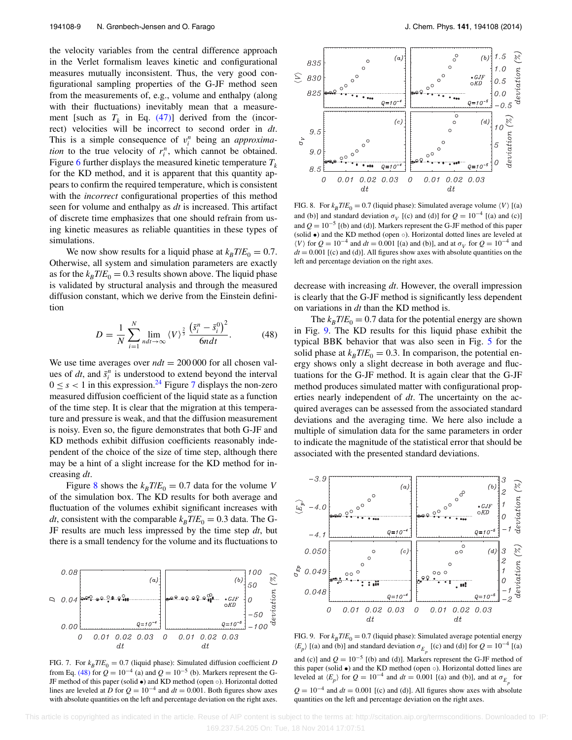the velocity variables from the central difference approach in the Verlet formalism leaves kinetic and configurational measures mutually inconsistent. Thus, the very good configurational sampling properties of the G-JF method seen from the measurements of, e.g., volume and enthalpy (along with their fluctuations) inevitably mean that a measurement [such as $T_k$ in Eq. (47)] derived from the (incorrect) velocities will be incorrect to second order in $dt$. This is a simple consequence of $v_i^n$ being an *approximation* to the true velocity of $r_i^n$, which cannot be obtained. Figure 6 further displays the measured kinetic temperature $T_k$ for the KD method, and it is apparent that this quantity appears to confirm the required temperature, which is consistent with the *incorrect* configurational properties of this method seen for volume and enthalpy as $dt$ is increased. This artifact of discrete time emphasizes that one should refrain from using kinetic measures as reliable quantities in these types of simulations.

We now show results for a liquid phase at $k_BT/E_0 = 0.7$. Otherwise, all system and simulation parameters are exactly as for the $k_BT/E_0 = 0.3$ results shown above. The liquid phase is validated by structural analysis and through the measured diffusion constant, which we derive from the Einstein definition

$$D = \frac{1}{N}\sum_{i=1}^{N} \lim_{ndt\to\infty} \langle V\rangle^{\frac{2}{3}} \frac{\left(\bar{s}_i^n - \bar{s}_i^0\right)^2}{6ndt}. \tag{48}$$

We use time averages over $ndt = 200\,000$ for all chosen values of $dt$, and $\bar{s}_i^n$ is understood to extend beyond the interval $0 \leq s < 1$ in this expression.[24] Figure 7 displays the non-zero measured diffusion coefficient of the liquid state as a function of the time step. It is clear that the migration at this temperature and pressure is weak, and that the diffusion measurement is noisy. Even so, the figure demonstrates that both G-JF and KD methods exhibit diffusion coefficients reasonably independent of the choice of the size of time step, although there may be a hint of a slight increase for the KD method for increasing $dt$.

Figure 8 shows the $k_BT/E_0 = 0.7$ data for the volume $V$ of the simulation box. The KD results for both average and fluctuation of the volumes exhibit significant increases with $dt$, consistent with the comparable $k_BT/E_0 = 0.3$ data. The G-JF results are much less impressed by the time step $dt$, but there is a small tendency for the volume and its fluctuations to decrease with increasing $dt$. However, the overall impression is clearly that the G-JF method is significantly less dependent on variations in $dt$ than the KD method is.

The $k_BT/E_0 = 0.7$ data for the potential energy are shown in Fig. 9. The KD results for this liquid phase exhibit the typical BBK behavior that was also seen in Fig. 5 for the solid phase at $k_BT/E_0 = 0.3$. In comparison, the potential energy shows only a slight decrease in both average and fluctuations for the G-JF method. It is again clear that the G-JF method produces simulated matter with configurational properties nearly independent of $dt$. The uncertainty on the acquired averages can be assessed from the associated standard deviations and the averaging time. We here also include a multiple of simulation data for the same parameters in order to indicate the magnitude of the statistical error that should be associated with the presented standard deviations.

FIG. 7. For $k_BT/E_0 = 0.7$ (liquid phase): Simulated diffusion coefficient $D$ from Eq. (48) for $Q = 10^{-4}$ (a) and $Q = 10^{-5}$ (b). Markers represent the G-JF method of this paper (solid •) and KD method (open ○). Horizontal dotted lines are leveled at $D$ for $Q = 10^{-4}$ and $dt = 0.001$. Both figures show axes with absolute quantities on the left and percentage deviation on the right axes.

FIG. 8. For $k_BT/E_0 = 0.7$ (liquid phase): Simulated average volume $\langle V\rangle$ [(a) and (b)] and standard deviation $\sigma_V$ [(c) and (d)] for $Q = 10^{-4}$ [(a) and (c)] and $Q = 10^{-5}$ [(b) and (d)]. Markers represent the G-JF method of this paper (solid •) and the KD method (open ○). Horizontal dotted lines are leveled at $\langle V\rangle$ for $Q = 10^{-4}$ and $dt = 0.001$ [(a) and (b)], and at $\sigma_V$ for $Q = 10^{-4}$ and $dt = 0.001$ [(c) and (d)]. All figures show axes with absolute quantities on the left and percentage deviation on the right axes.

FIG. 9. For $k_BT/E_0 = 0.7$ (liquid phase): Simulated average potential energy $\langle E_p\rangle$ [(a) and (b)] and standard deviation $\sigma_{E_p}$ [(c) and (d)] for $Q = 10^{-4}$ [(a) and (c)] and $Q = 10^{-5}$ [(b) and (d)]. Markers represent the G-JF method of this paper (solid •) and the KD method (open ○). Horizontal dotted lines are leveled at $\langle E_p\rangle$ for $Q = 10^{-4}$ and $dt = 0.001$ [(a) and (b)], and at $\sigma_{E_p}$ for $Q = 10^{-4}$ and $dt = 0.001$ [(c) and (d)]. All figures show axes with absolute quantities on the left and percentage deviation on the right axes.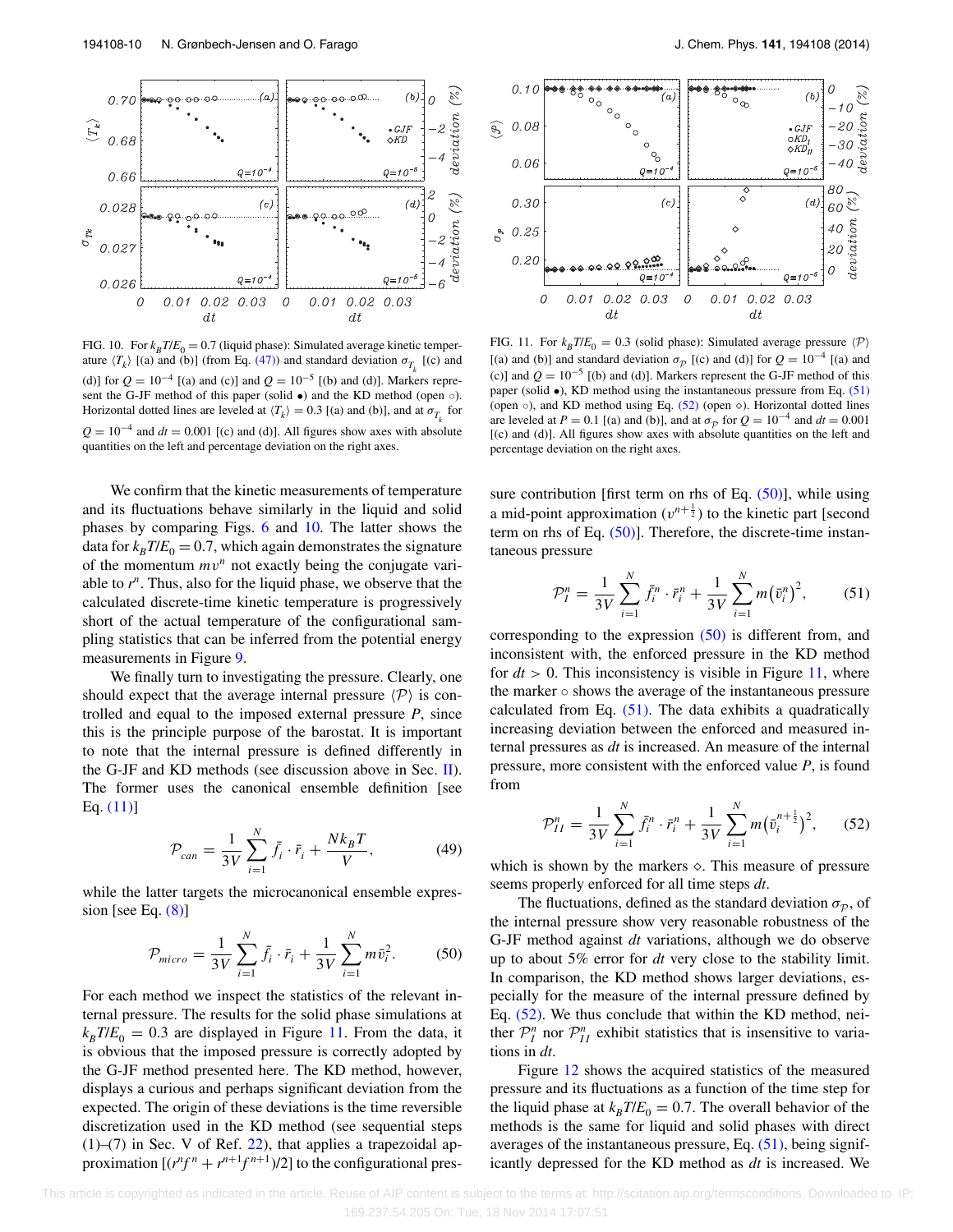FIG. 10. For $k_B T/E_0 = 0.7$ (liquid phase): Simulated average kinetic temperature $\langle T_k \rangle$ [(a) and (b)] (from Eq. (47)) and standard deviation $\sigma_{T_k}$ [(c) and (d)] for $Q = 10^{-4}$ [(a) and (c)] and $Q = 10^{-5}$ [(b) and (d)]. Markers represent the G-JF method of this paper (solid •) and the KD method (open ○). Horizontal dotted lines are leveled at $\langle T_k \rangle = 0.3$ [(a) and (b)], and at $\sigma_{T_k}$ for $Q = 10^{-4}$ and $dt = 0.001$ [(c) and (d)]. All figures show axes with absolute quantities on the left and percentage deviation on the right axes.

FIG. 11. For $k_B T/E_0 = 0.3$ (solid phase): Simulated average pressure $\langle \mathcal{P} \rangle$ [(a) and (b)] and standard deviation $\sigma_{\mathcal{P}}$ [(c) and (d)] for $Q = 10^{-4}$ [(a) and (c)] and $Q = 10^{-5}$ [(b) and (d)]. Markers represent the G-JF method of this paper (solid •), KD method using the instantaneous pressure from Eq. (51) (open ○), and KD method using Eq. (52) (open ◇). Horizontal dotted lines are leveled at $P = 0.1$ [(a) and (b)], and at $\sigma_{\mathcal{P}}$ for $Q = 10^{-4}$ and $dt = 0.001$ [(c) and (d)]. All figures show axes with absolute quantities on the left and percentage deviation on the right axes.

We confirm that the kinetic measurements of temperature and its fluctuations behave similarly in the liquid and solid phases by comparing Figs. 6 and 10. The latter shows the data for $k_B T/E_0 = 0.7$, which again demonstrates the signature of the momentum $mv^n$ not exactly being the conjugate variable to $r^n$. Thus, also for the liquid phase, we observe that the calculated discrete-time kinetic temperature is progressively short of the actual temperature of the configurational sampling statistics that can be inferred from the potential energy measurements in Figure 9.

We finally turn to investigating the pressure. Clearly, one should expect that the average internal pressure $\langle \mathcal{P} \rangle$ is controlled and equal to the imposed external pressure $P$, since this is the principle purpose of the barostat. It is important to note that the internal pressure is defined differently in the G-JF and KD methods (see discussion above in Sec. II). The former uses the canonical ensemble definition [see Eq. (11)]

$$\mathcal{P}_{can} = \frac{1}{3V} \sum_{i=1}^{N} \bar{f}_i \cdot \bar{r}_i + \frac{N k_B T}{V}, \tag{49}$$

while the latter targets the microcanonical ensemble expression [see Eq. (8)]

$$\mathcal{P}_{micro} = \frac{1}{3V} \sum_{i=1}^{N} \bar{f}_i \cdot \bar{r}_i + \frac{1}{3V} \sum_{i=1}^{N} m \bar{v}_i^2. \tag{50}$$

For each method we inspect the statistics of the relevant internal pressure. The results for the solid phase simulations at $k_B T/E_0 = 0.3$ are displayed in Figure 11. From the data, it is obvious that the imposed pressure is correctly adopted by the G-JF method presented here. The KD method, however, displays a curious and perhaps significant deviation from the expected. The origin of these deviations is the time reversible discretization used in the KD method (see sequential steps (1)–(7) in Sec. V of Ref. 22), that applies a trapezoidal approximation $[(r^n f^n + r^{n+1} f^{n+1})/2]$ to the configurational pressure contribution [first term on rhs of Eq. (50)], while using a mid-point approximation $(v^{n+\frac{1}{2}})$ to the kinetic part [second term on rhs of Eq. (50)]. Therefore, the discrete-time instantaneous pressure

$$\mathcal{P}_I^n = \frac{1}{3V} \sum_{i=1}^{N} \bar{f}_i^n \cdot \bar{r}_i^n + \frac{1}{3V} \sum_{i=1}^{N} m \left(\bar{v}_i^n\right)^2, \tag{51}$$

corresponding to the expression (50) is different from, and inconsistent with, the enforced pressure in the KD method for $dt > 0$. This inconsistency is visible in Figure 11, where the marker ○ shows the average of the instantaneous pressure calculated from Eq. (51). The data exhibits a quadratically increasing deviation between the enforced and measured internal pressures as $dt$ is increased. An measure of the internal pressure, more consistent with the enforced value $P$, is found from

$$\mathcal{P}_{II}^n = \frac{1}{3V} \sum_{i=1}^{N} \bar{f}_i^n \cdot \bar{r}_i^n + \frac{1}{3V} \sum_{i=1}^{N} m \left(\bar{v}_i^{n+\frac{1}{2}}\right)^2, \tag{52}$$

which is shown by the markers ◇. This measure of pressure seems properly enforced for all time steps $dt$.

The fluctuations, defined as the standard deviation $\sigma_{\mathcal{P}}$, of the internal pressure show very reasonable robustness of the G-JF method against $dt$ variations, although we do observe up to about 5% error for $dt$ very close to the stability limit. In comparison, the KD method shows larger deviations, especially for the measure of the internal pressure defined by Eq. (52). We thus conclude that within the KD method, neither $\mathcal{P}_I^n$ nor $\mathcal{P}_{II}^n$ exhibit statistics that is insensitive to variations in $dt$.

Figure 12 shows the acquired statistics of the measured pressure and its fluctuations as a function of the time step for the liquid phase at $k_B T/E_0 = 0.7$. The overall behavior of the methods is the same for liquid and solid phases with direct averages of the instantaneous pressure, Eq. (51), being significantly depressed for the KD method as $dt$ is increased. We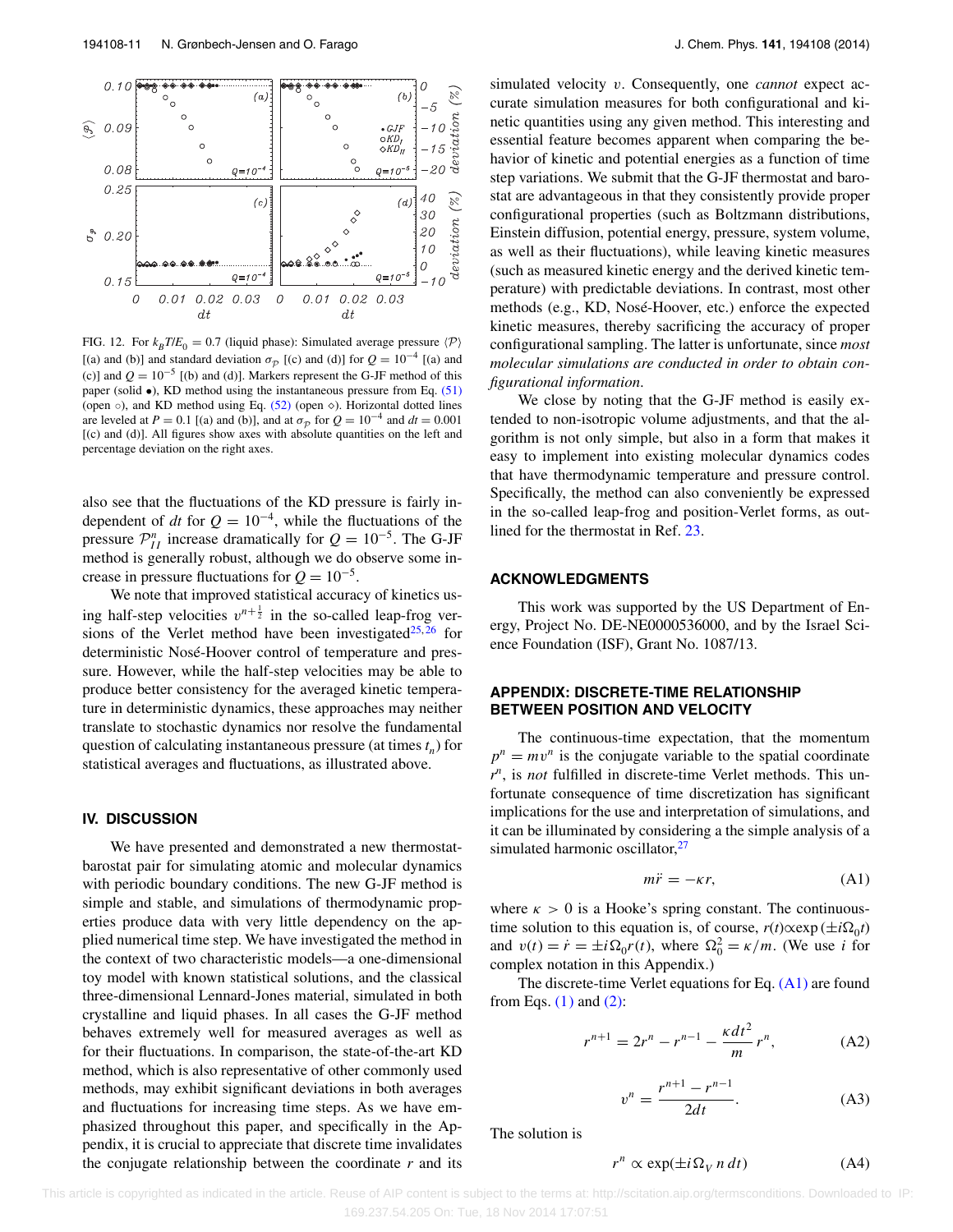0.10
0.09
0.08
0.25
0.20
0.15
$\langle \mathcal{P} \rangle$
$\sigma_{\mathcal{P}}$
(a)
(b)
(c)
(d)
$Q=10^{-4}$
$Q=10^{-5}$
$Q=10^{-4}$
$Q=10^{-5}$
• GJF
○ $KD_I$
◇ $KD_{II}$
0
−5
−10
−15
−20
deviation (%)
40
30
20
10
0
−10
deviation (%)
0 0.01 0.02 0.03
$dt$
0 0.01 0.02 0.03
$dt$

FIG. 12. For $k_BT/E_0 = 0.7$ (liquid phase): Simulated average pressure $\langle \mathcal{P} \rangle$ [(a) and (b)] and standard deviation $\sigma_{\mathcal{P}}$ [(c) and (d)] for $Q = 10^{-4}$ [(a) and (c)] and $Q = 10^{-5}$ [(b) and (d)]. Markers represent the G-JF method of this paper (solid •), KD method using the instantaneous pressure from Eq. (51) (open ○), and KD method using Eq. (52) (open ◇). Horizontal dotted lines are leveled at $P = 0.1$ [(a) and (b)], and at $\sigma_{\mathcal{P}}$ for $Q = 10^{-4}$ and $dt = 0.001$ [(c) and (d)]. All figures show axes with absolute quantities on the left and percentage deviation on the right axes.

also see that the fluctuations of the KD pressure is fairly independent of $dt$ for $Q = 10^{-4}$, while the fluctuations of the pressure $\mathcal{P}_{II}^n$ increase dramatically for $Q = 10^{-5}$. The G-JF method is generally robust, although we do observe some increase in pressure fluctuations for $Q = 10^{-5}$.

We note that improved statistical accuracy of kinetics using half-step velocities $v^{n+\frac{1}{2}}$ in the so-called leap-frog versions of the Verlet method have been investigated[25,26] for deterministic Nosé-Hoover control of temperature and pressure. However, while the half-step velocities may be able to produce better consistency for the averaged kinetic temperature in deterministic dynamics, these approaches may neither translate to stochastic dynamics nor resolve the fundamental question of calculating instantaneous pressure (at times $t_n$) for statistical averages and fluctuations, as illustrated above.

## IV. DISCUSSION

We have presented and demonstrated a new thermostat-barostat pair for simulating atomic and molecular dynamics with periodic boundary conditions. The new G-JF method is simple and stable, and simulations of thermodynamic properties produce data with very little dependency on the applied numerical time step. We have investigated the method in the context of two characteristic models—a one-dimensional toy model with known statistical solutions, and the classical three-dimensional Lennard-Jones material, simulated in both crystalline and liquid phases. In all cases the G-JF method behaves extremely well for measured averages as well as for their fluctuations. In comparison, the state-of-the-art KD method, which is also representative of other commonly used methods, may exhibit significant deviations in both averages and fluctuations for increasing time steps. As we have emphasized throughout this paper, and specifically in the Appendix, it is crucial to appreciate that discrete time invalidates the conjugate relationship between the coordinate $r$ and its simulated velocity $v$. Consequently, one *cannot* expect accurate simulation measures for both configurational and kinetic quantities using any given method. This interesting and essential feature becomes apparent when comparing the behavior of kinetic and potential energies as a function of time step variations. We submit that the G-JF thermostat and barostat are advantageous in that they consistently provide proper configurational properties (such as Boltzmann distributions, Einstein diffusion, potential energy, pressure, system volume, as well as their fluctuations), while leaving kinetic measures (such as measured kinetic energy and the derived kinetic temperature) with predictable deviations. In contrast, most other methods (e.g., KD, Nosé-Hoover, etc.) enforce the expected kinetic measures, thereby sacrificing the accuracy of proper configurational sampling. The latter is unfortunate, since *most molecular simulations are conducted in order to obtain configurational information*.

We close by noting that the G-JF method is easily extended to non-isotropic volume adjustments, and that the algorithm is not only simple, but also in a form that makes it easy to implement into existing molecular dynamics codes that have thermodynamic temperature and pressure control. Specifically, the method can also conveniently be expressed in the so-called leap-frog and position-Verlet forms, as outlined for the thermostat in Ref. 23.

## ACKNOWLEDGMENTS

This work was supported by the US Department of Energy, Project No. DE-NE0000536000, and by the Israel Science Foundation (ISF), Grant No. 1087/13.

## APPENDIX: DISCRETE-TIME RELATIONSHIP BETWEEN POSITION AND VELOCITY

The continuous-time expectation, that the momentum $p^n = mv^n$ is the conjugate variable to the spatial coordinate $r^n$, is *not* fulfilled in discrete-time Verlet methods. This unfortunate consequence of time discretization has significant implications for the use and interpretation of simulations, and it can be illuminated by considering a the simple analysis of a simulated harmonic oscillator,[27]

$$m\ddot{r} = -\kappa r, \tag{A1}$$

where $\kappa > 0$ is a Hooke's spring constant. The continuous-time solution to this equation is, of course, $r(t) \propto \exp(\pm i\Omega_0 t)$ and $v(t) = \dot{r} = \pm i\Omega_0 r(t)$, where $\Omega_0^2 = \kappa/m$. (We use $i$ for complex notation in this Appendix.)

The discrete-time Verlet equations for Eq. (A1) are found from Eqs. (1) and (2):

$$r^{n+1} = 2r^n - r^{n-1} - \frac{\kappa dt^2}{m} r^n, \tag{A2}$$

$$v^n = \frac{r^{n+1} - r^{n-1}}{2dt}. \tag{A3}$$

The solution is

$$r^n \propto \exp(\pm i\Omega_V \, n \, dt) \tag{A4}$$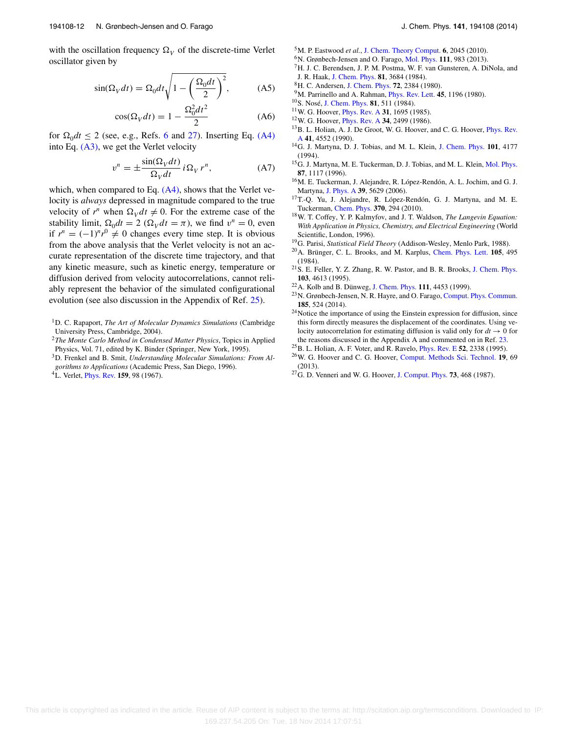with the oscillation frequency $\Omega_V$ of the discrete-time Verlet oscillator given by

$$\sin(\Omega_V dt) = \Omega_0 dt \sqrt{1 - \left(\frac{\Omega_0 dt}{2}\right)^2}, \tag{A5}$$

$$\cos(\Omega_V dt) = 1 - \frac{\Omega_0^2 dt^2}{2} \tag{A6}$$

for $\Omega_0 dt \leq 2$ (see, e.g., Refs. 6 and 27). Inserting Eq. (A4) into Eq. (A3), we get the Verlet velocity

$$v^n = \pm \frac{\sin(\Omega_V dt)}{\Omega_V dt} \, i\Omega_V \, r^n, \tag{A7}$$

which, when compared to Eq. (A4), shows that the Verlet velocity is *always* depressed in magnitude compared to the true velocity of $r^n$ when $\Omega_V dt \neq 0$. For the extreme case of the stability limit, $\Omega_0 dt = 2$ ($\Omega_V dt = \pi$), we find $v^n = 0$, even if $r^n = (-1)^n r^0 \neq 0$ changes every time step. It is obvious from the above analysis that the Verlet velocity is not an accurate representation of the discrete time trajectory, and that any kinetic measure, such as kinetic energy, temperature or diffusion derived from velocity autocorrelations, cannot reliably represent the behavior of the simulated configurational evolution (see also discussion in the Appendix of Ref. 25).

[1] D. C. Rapaport, *The Art of Molecular Dynamics Simulations* (Cambridge University Press, Cambridge, 2004).

[2] *The Monte Carlo Method in Condensed Matter Physics*, Topics in Applied Physics, Vol. 71, edited by K. Binder (Springer, New York, 1995).

[3] D. Frenkel and B. Smit, *Understanding Molecular Simulations: From Algorithms to Applications* (Academic Press, San Diego, 1996).

[4] L. Verlet, Phys. Rev. **159**, 98 (1967).

[5] M. P. Eastwood *et al.*, J. Chem. Theory Comput. **6**, 2045 (2010).

[6] N. Grønbech-Jensen and O. Farago, Mol. Phys. **111**, 983 (2013).

[7] H. J. C. Berendsen, J. P. M. Postma, W. F. van Gunsteren, A. DiNola, and J. R. Haak, J. Chem. Phys. **81**, 3684 (1984).

[8] H. C. Andersen, J. Chem. Phys. **72**, 2384 (1980).

[9] M. Parrinello and A. Rahman, Phys. Rev. Lett. **45**, 1196 (1980).

[10] S. Nosé, J. Chem. Phys. **81**, 511 (1984).

[11] W. G. Hoover, Phys. Rev. A **31**, 1695 (1985).

[12] W. G. Hoover, Phys. Rev. A **34**, 2499 (1986).

[13] B. L. Holian, A. J. De Groot, W. G. Hoover, and C. G. Hoover, Phys. Rev. A **41**, 4552 (1990).

[14] G. J. Martyna, D. J. Tobias, and M. L. Klein, J. Chem. Phys. **101**, 4177 (1994).

[15] G. J. Martyna, M. E. Tuckerman, D. J. Tobias, and M. L. Klein, Mol. Phys. **87**, 1117 (1996).

[16] M. E. Tuckerman, J. Alejandre, R. López-Rendón, A. L. Jochim, and G. J. Martyna, J. Phys. A **39**, 5629 (2006).

[17] T.-Q. Yu, J. Alejandre, R. López-Rendón, G. J. Martyna, and M. E. Tuckerman, Chem. Phys. **370**, 294 (2010).

[18] W. T. Coffey, Y. P. Kalmyfov, and J. T. Waldson, *The Langevin Equation: With Application in Physics, Chemistry, and Electrical Engineering* (World Scientific, London, 1996).

[19] G. Parisi, *Statistical Field Theory* (Addison-Wesley, Menlo Park, 1988).

[20] A. Brünger, C. L. Brooks, and M. Karplus, Chem. Phys. Lett. **105**, 495 (1984).

[21] S. E. Feller, Y. Z. Zhang, R. W. Pastor, and B. R. Brooks, J. Chem. Phys. **103**, 4613 (1995).

[22] A. Kolb and B. Dünweg, J. Chem. Phys. **111**, 4453 (1999).

[23] N. Grønbech-Jensen, N. R. Hayre, and O. Farago, Comput. Phys. Commun. **185**, 524 (2014).

[24] Notice the importance of using the Einstein expression for diffusion, since this form directly measures the displacement of the coordinates. Using velocity autocorrelation for estimating diffusion is valid only for $dt \to 0$ for the reasons discussed in the Appendix A and commented on in Ref. 23.

[25] B. L. Holian, A. F. Voter, and R. Ravelo, Phys. Rev. E **52**, 2338 (1995).

[26] W. G. Hoover and C. G. Hoover, Comput. Methods Sci. Technol. **19**, 69 (2013).

[27] G. D. Venneri and W. G. Hoover, J. Comput. Phys. **73**, 468 (1987).